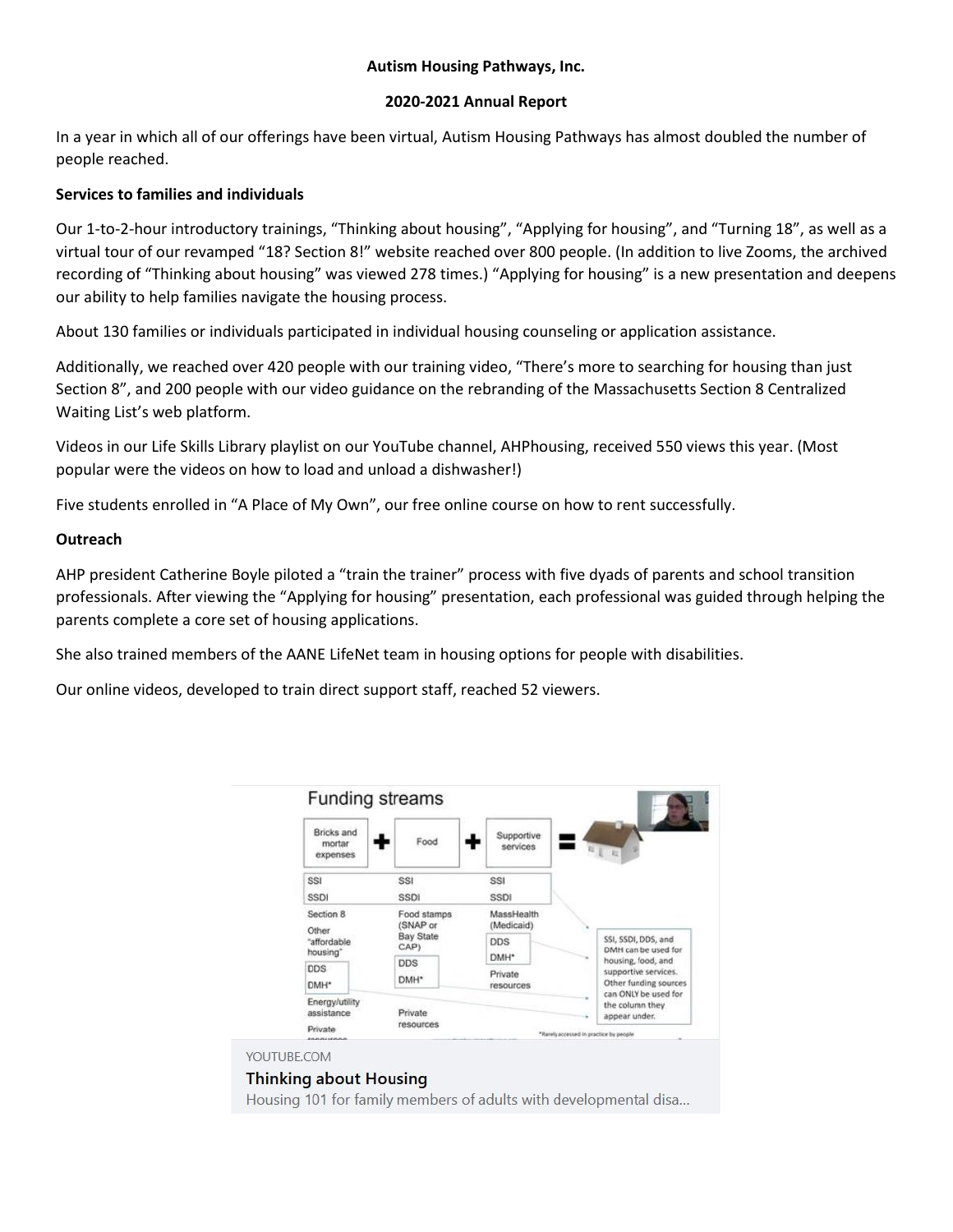**Autism Housing Pathways, Inc.**

**2020-2021 Annual Report**

In a year in which all of our offerings have been virtual, Autism Housing Pathways has almost doubled the number of people reached.

**Services to families and individuals**

Our 1-to-2-hour introductory trainings, "Thinking about housing", "Applying for housing", and "Turning 18", as well as a virtual tour of our revamped "18? Section 8!" website reached over 800 people. (In addition to live Zooms, the archived recording of "Thinking about housing" was viewed 278 times.) "Applying for housing" is a new presentation and deepens our ability to help families navigate the housing process.

About 130 families or individuals participated in individual housing counseling or application assistance.

Additionally, we reached over 420 people with our training video, "There's more to searching for housing than just Section 8", and 200 people with our video guidance on the rebranding of the Massachusetts Section 8 Centralized Waiting List's web platform.

Videos in our Life Skills Library playlist on our YouTube channel, AHPhousing, received 550 views this year. (Most popular were the videos on how to load and unload a dishwasher!)

Five students enrolled in "A Place of My Own", our free online course on how to rent successfully.

**Outreach**

AHP president Catherine Boyle piloted a "train the trainer" process with five dyads of parents and school transition professionals. After viewing the "Applying for housing" presentation, each professional was guided through helping the parents complete a core set of housing applications.

She also trained members of the AANE LifeNet team in housing options for people with disabilities.

Our online videos, developed to train direct support staff, reached 52 viewers.

YOUTUBE.COM

**Thinking about Housing**

Housing 101 for family members of adults with developmental disa...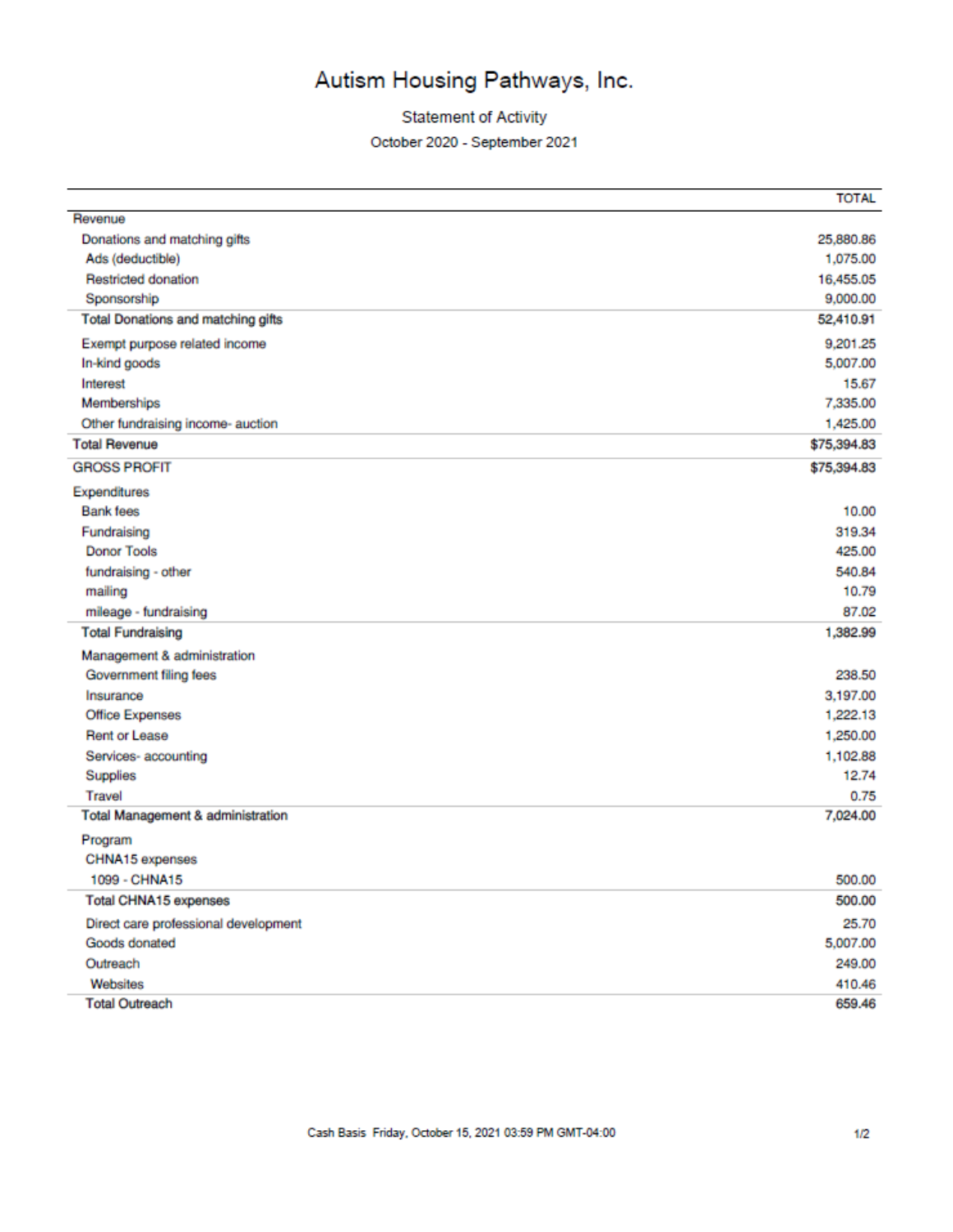# Autism Housing Pathways, Inc.

Statement of Activity

October 2020 - September 2021

| | TOTAL |
|---|---|
| Revenue | |
| Donations and matching gifts | 25,880.86 |
| Ads (deductible) | 1,075.00 |
| Restricted donation | 16,455.05 |
| Sponsorship | 9,000.00 |
| **Total Donations and matching gifts** | **52,410.91** |
| Exempt purpose related income | 9,201.25 |
| In-kind goods | 5,007.00 |
| Interest | 15.67 |
| Memberships | 7,335.00 |
| Other fundraising income- auction | 1,425.00 |
| **Total Revenue** | **$75,394.83** |
| GROSS PROFIT | $75,394.83 |
| Expenditures | |
| Bank fees | 10.00 |
| Fundraising | 319.34 |
| Donor Tools | 425.00 |
| fundraising - other | 540.84 |
| mailing | 10.79 |
| mileage - fundraising | 87.02 |
| **Total Fundraising** | **1,382.99** |
| Management & administration | |
| Government filing fees | 238.50 |
| Insurance | 3,197.00 |
| Office Expenses | 1,222.13 |
| Rent or Lease | 1,250.00 |
| Services- accounting | 1,102.88 |
| Supplies | 12.74 |
| Travel | 0.75 |
| **Total Management & administration** | **7,024.00** |
| Program | |
| CHNA15 expenses | |
| 1099 - CHNA15 | 500.00 |
| **Total CHNA15 expenses** | **500.00** |
| Direct care professional development | 25.70 |
| Goods donated | 5,007.00 |
| Outreach | 249.00 |
| Websites | 410.46 |
| **Total Outreach** | **659.46** |

Cash Basis Friday, October 15, 2021 03:59 PM GMT-04:00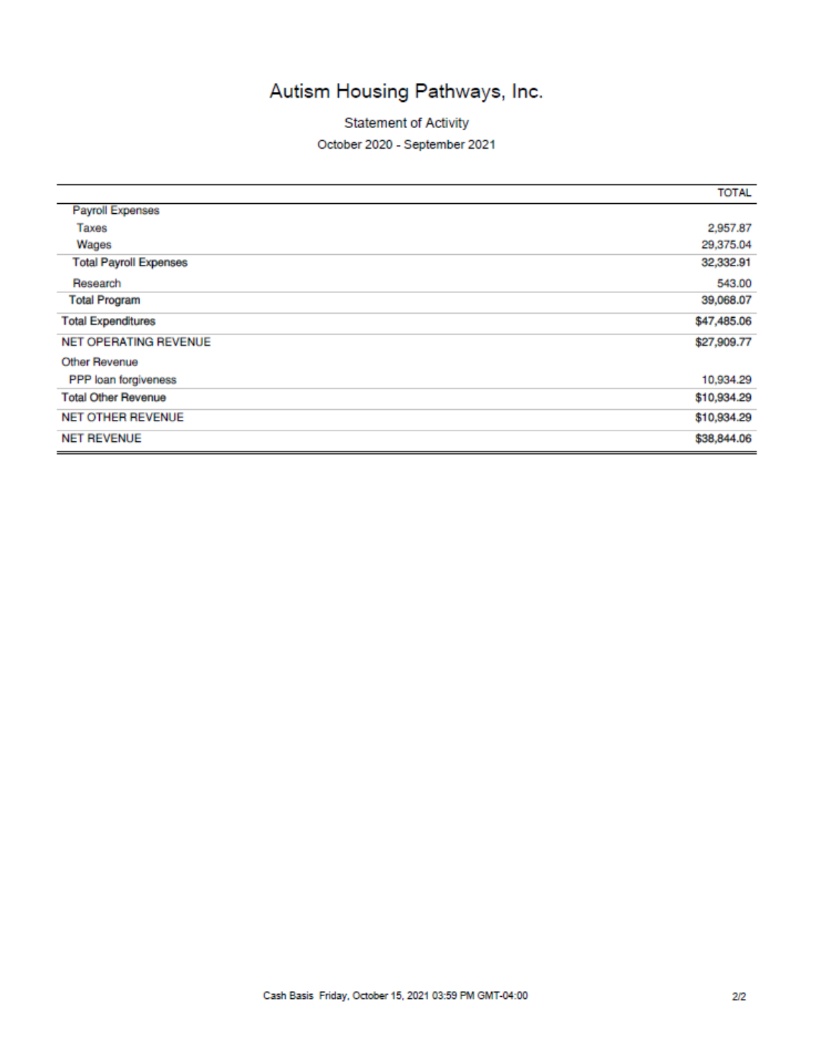# Autism Housing Pathways, Inc.

Statement of Activity

October 2020 - September 2021

| | TOTAL |
|---|---|
| Payroll Expenses | |
| Taxes | 2,957.87 |
| Wages | 29,375.04 |
| Total Payroll Expenses | 32,332.91 |
| Research | 543.00 |
| Total Program | 39,068.07 |
| Total Expenditures | $47,485.06 |
| NET OPERATING REVENUE | $27,909.77 |
| Other Revenue | |
| PPP loan forgiveness | 10,934.29 |
| Total Other Revenue | $10,934.29 |
| NET OTHER REVENUE | $10,934.29 |
| NET REVENUE | $38,844.06 |

Cash Basis Friday, October 15, 2021 03:59 PM GMT-04:00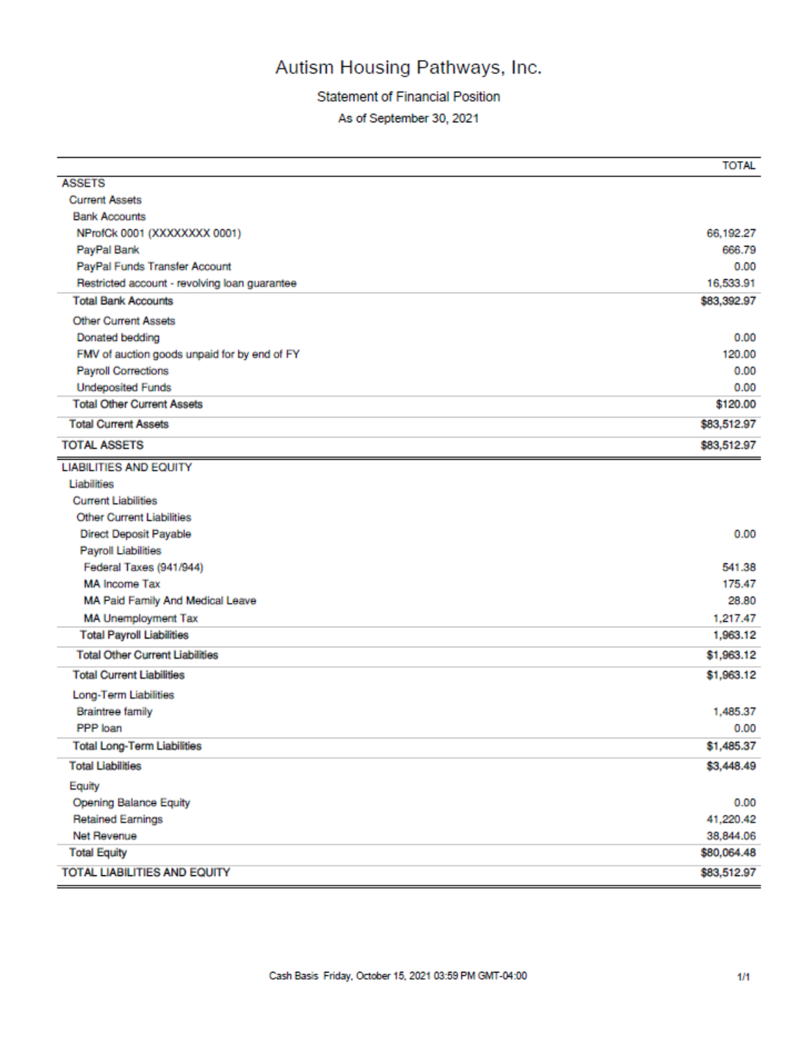# Autism Housing Pathways, Inc.

## Statement of Financial Position

As of September 30, 2021

| | TOTAL |
|---|---|
| **ASSETS** | |
| Current Assets | |
| Bank Accounts | |
| NProfCk 0001 (XXXXXXXX 0001) | 66,192.27 |
| PayPal Bank | 666.79 |
| PayPal Funds Transfer Account | 0.00 |
| Restricted account - revolving loan guarantee | 16,533.91 |
| **Total Bank Accounts** | **$83,392.97** |
| Other Current Assets | |
| Donated bedding | 0.00 |
| FMV of auction goods unpaid for by end of FY | 120.00 |
| Payroll Corrections | 0.00 |
| Undeposited Funds | 0.00 |
| **Total Other Current Assets** | **$120.00** |
| **Total Current Assets** | **$83,512.97** |
| **TOTAL ASSETS** | **$83,512.97** |
| **LIABILITIES AND EQUITY** | |
| Liabilities | |
| Current Liabilities | |
| Other Current Liabilities | |
| Direct Deposit Payable | 0.00 |
| Payroll Liabilities | |
| Federal Taxes (941/944) | 541.38 |
| MA Income Tax | 175.47 |
| MA Paid Family And Medical Leave | 28.80 |
| MA Unemployment Tax | 1,217.47 |
| **Total Payroll Liabilities** | **1,963.12** |
| **Total Other Current Liabilities** | **$1,963.12** |
| **Total Current Liabilities** | **$1,963.12** |
| Long-Term Liabilities | |
| Braintree family | 1,485.37 |
| PPP loan | 0.00 |
| **Total Long-Term Liabilities** | **$1,485.37** |
| **Total Liabilities** | **$3,448.49** |
| Equity | |
| Opening Balance Equity | 0.00 |
| Retained Earnings | 41,220.42 |
| Net Revenue | 38,844.06 |
| **Total Equity** | **$80,064.48** |
| **TOTAL LIABILITIES AND EQUITY** | **$83,512.97** |

Cash Basis Friday, October 15, 2021 03:59 PM GMT-04:00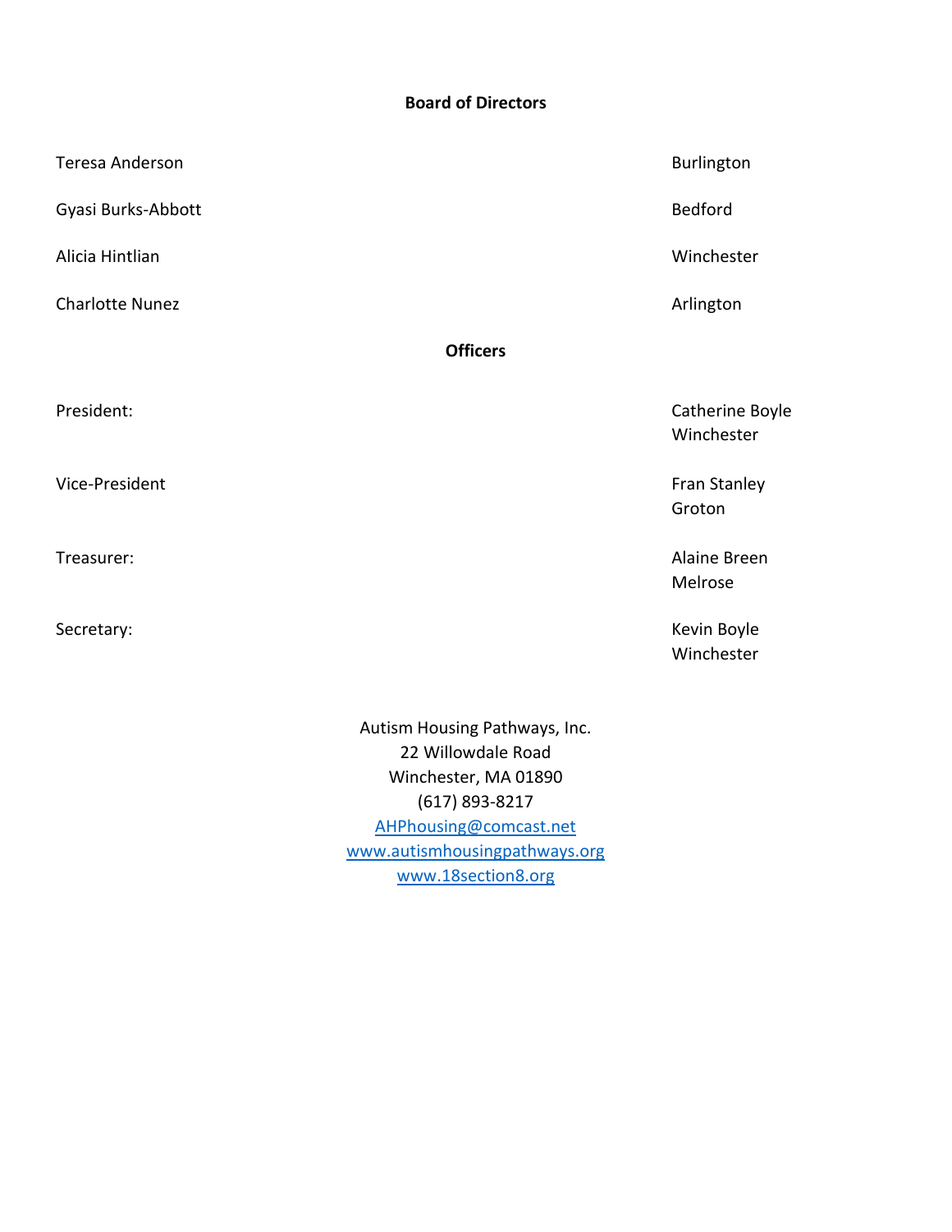## Board of Directors

| | |
|---|---|
| Teresa Anderson | Burlington |
| Gyasi Burks-Abbott | Bedford |
| Alicia Hintlian | Winchester |
| Charlotte Nunez | Arlington |

## Officers

| | |
|---|---|
| President: | Catherine Boyle<br>Winchester |
| Vice-President | Fran Stanley<br>Groton |
| Treasurer: | Alaine Breen<br>Melrose |
| Secretary: | Kevin Boyle<br>Winchester |

Autism Housing Pathways, Inc.
22 Willowdale Road
Winchester, MA 01890
(617) 893-8217
AHPhousing@comcast.net
www.autismhousingpathways.org
www.18section8.org